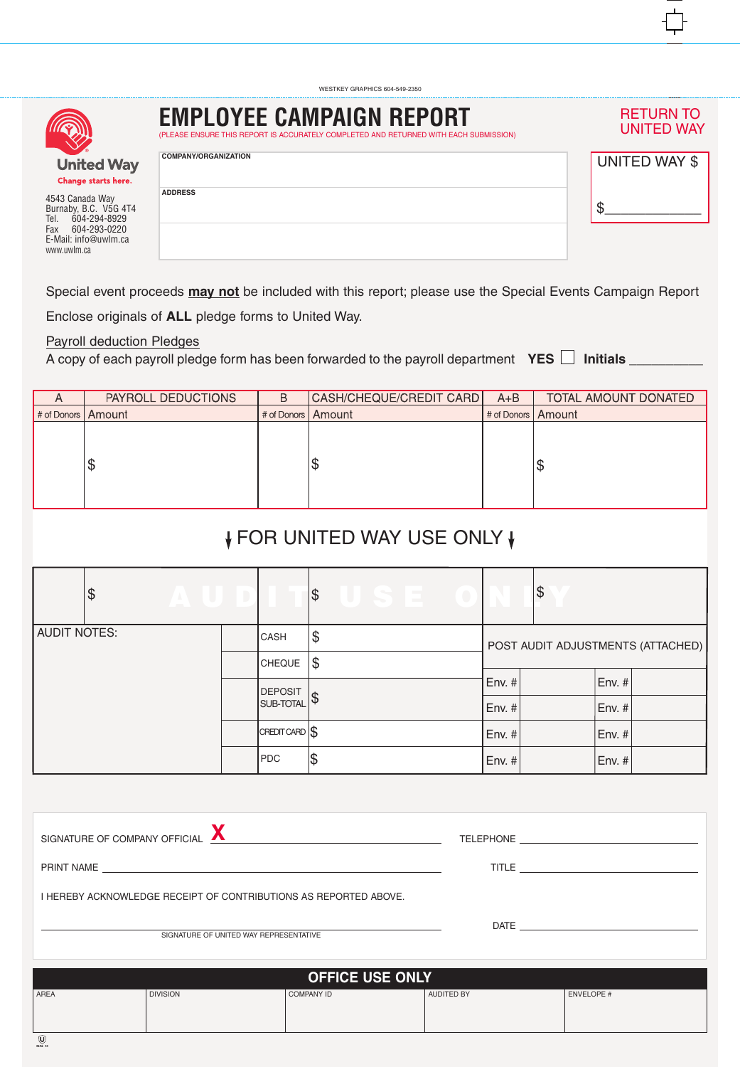WESTKEY GRAPHICS 604-549-2350

United Way
Change starts here.

4543 Canada Way
Burnaby, B.C. V5G 4T4
Tel. 604-294-8929
Fax 604-293-0220
E-Mail: info@uwlm.ca
www.uwlm.ca

# EMPLOYEE CAMPAIGN REPORT

(PLEASE ENSURE THIS REPORT IS ACCURATELY COMPLETED AND RETURNED WITH EACH SUBMISSION)

**RETURN TO UNITED WAY**

COMPANY/ORGANIZATION

ADDRESS

UNITED WAY $

$_____________

Special event proceeds **may not** be included with this report; please use the Special Events Campaign Report

Enclose originals of **ALL** pledge forms to United Way.

Payroll deduction Pledges

A copy of each payroll pledge form has been forwarded to the payroll department **YES** ☐ **Initials** __________

| A | PAYROLL DEDUCTIONS | B | CASH/CHEQUE/CREDIT CARD | A+B | TOTAL AMOUNT DONATED |
|---|---|---|---|---|---|
| # of Donors | Amount | # of Donors | Amount | # of Donors | Amount |
| | $ | | $ | | $ |

## FOR UNITED WAY USE ONLY

AUDIT USE ONLY

| | $ | | $ | | $ |
|---|---|---|---|---|---|

| AUDIT NOTES: | | | | |
|---|---|---|---|---|
| | CASH | $ | POST AUDIT ADJUSTMENTS (ATTACHED) | |
| | CHEQUE | $ | Env. # | Env. # |
| | DEPOSIT SUB-TOTAL | $ | Env. # | Env. # |
| | CREDIT CARD | $ | Env. # | Env. # |
| | PDC | $ | Env. # | Env. # |

SIGNATURE OF COMPANY OFFICIAL **X** ______________________ TELEPHONE ______________________

PRINT NAME ______________________ TITLE ______________________

I HEREBY ACKNOWLEDGE RECEIPT OF CONTRIBUTIONS AS REPORTED ABOVE.

______________________ DATE ______________________

SIGNATURE OF UNITED WAY REPRESENTATIVE

## OFFICE USE ONLY

| AREA | DIVISION | COMPANY ID | AUDITED BY | ENVELOPE # |
|---|---|---|---|---|
| | | | | |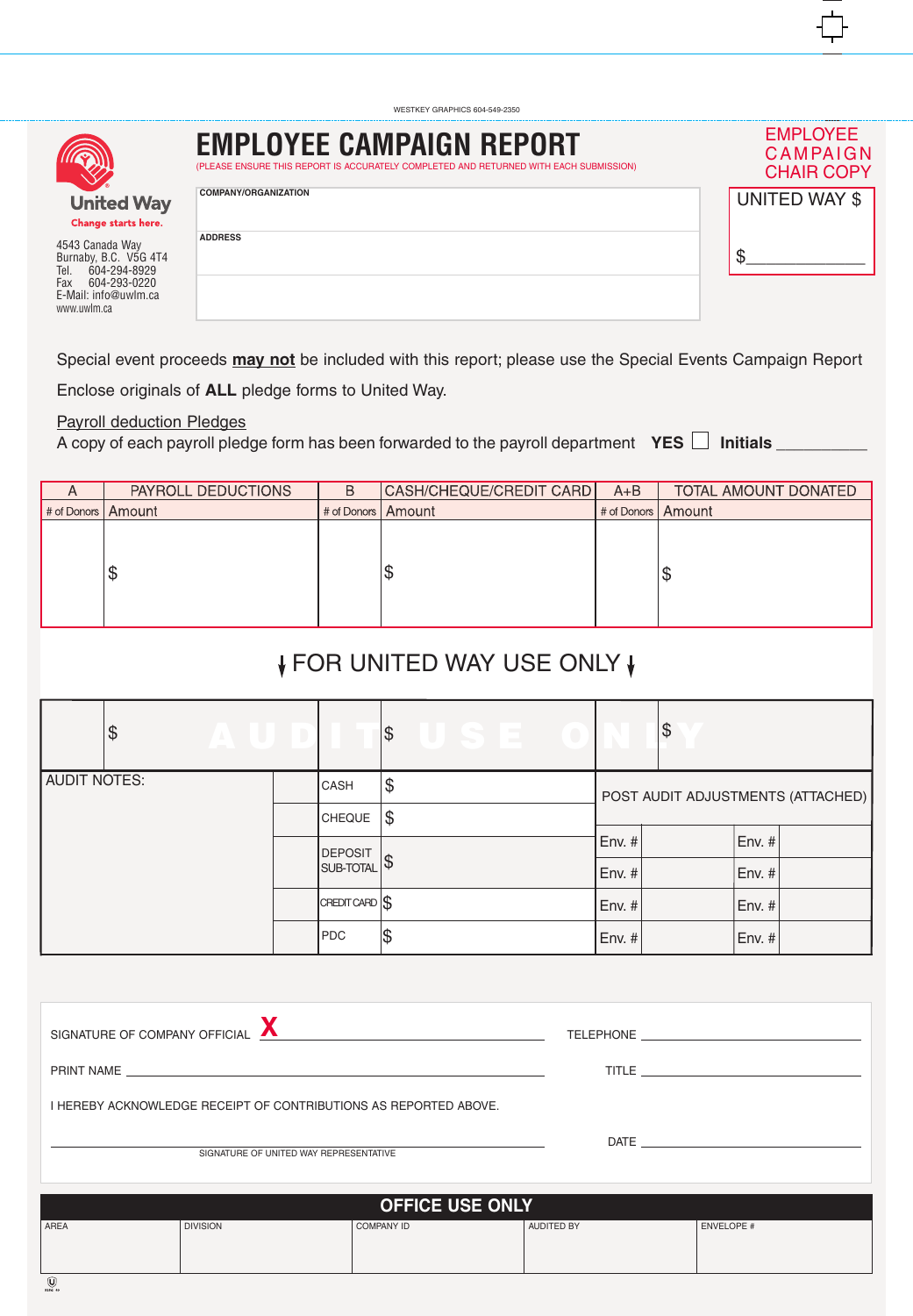WESTKEY GRAPHICS 604-549-2350

United Way
Change starts here.

4543 Canada Way
Burnaby, B.C. V5G 4T4
Tel. 604-294-8929
Fax 604-293-0220
E-Mail: info@uwlm.ca
www.uwlm.ca

# EMPLOYEE CAMPAIGN REPORT

(PLEASE ENSURE THIS REPORT IS ACCURATELY COMPLETED AND RETURNED WITH EACH SUBMISSION)

**EMPLOYEE CAMPAIGN CHAIR COPY**

COMPANY/ORGANIZATION

ADDRESS

UNITED WAY $

$______________

Special event proceeds **may not** be included with this report; please use the Special Events Campaign Report

Enclose originals of **ALL** pledge forms to United Way.

Payroll deduction Pledges

A copy of each payroll pledge form has been forwarded to the payroll department **YES** ☐ **Initials** __________

| A | PAYROLL DEDUCTIONS | B | CASH/CHEQUE/CREDIT CARD | A+B | TOTAL AMOUNT DONATED |
|---|---|---|---|---|---|
| # of Donors | Amount | # of Donors | Amount | # of Donors | Amount |
| | $ | | $ | | $ |

## FOR UNITED WAY USE ONLY

AUDIT USE ONLY

| | | | | | |
|---|---|---|---|---|---|
| | $ | | $ | | $ |

| AUDIT NOTES: | | | POST AUDIT ADJUSTMENTS (ATTACHED) | | | |
|---|---|---|---|---|---|---|
| | CASH | $ | | | | |
| | CHEQUE | $ | Env. # | | Env. # | |
| | DEPOSIT SUB-TOTAL | $ | Env. # | | Env. # | |
| | CREDIT CARD | $ | Env. # | | Env. # | |
| | PDC | $ | Env. # | | Env. # | |

SIGNATURE OF COMPANY OFFICIAL **X** ______________________________ TELEPHONE ______________________

PRINT NAME ______________________________ TITLE ______________________

I HEREBY ACKNOWLEDGE RECEIPT OF CONTRIBUTIONS AS REPORTED ABOVE.

______________________________ DATE ______________________

SIGNATURE OF UNITED WAY REPRESENTATIVE

## OFFICE USE ONLY

| AREA | DIVISION | COMPANY ID | AUDITED BY | ENVELOPE # |
|---|---|---|---|---|
| | | | | |